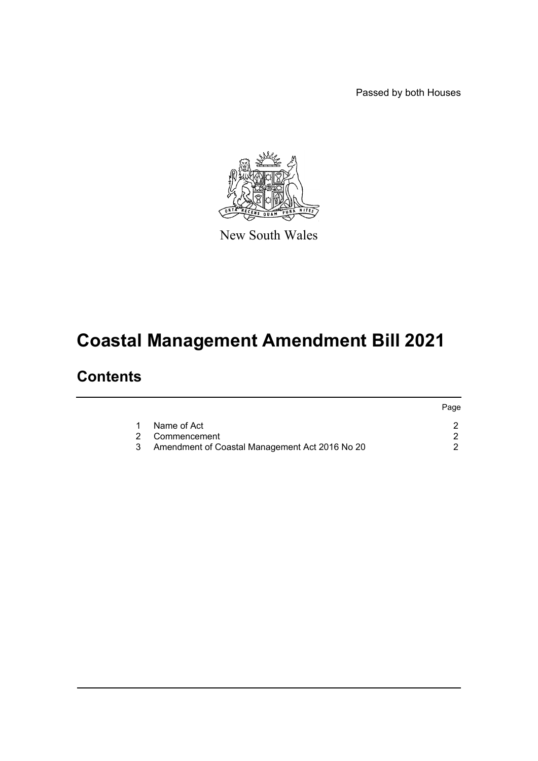Passed by both Houses

New South Wales

# Coastal Management Amendment Bill 2021

## Contents

| | | Page |
|---|---|---|
| 1 | Name of Act | 2 |
| 2 | Commencement | 2 |
| 3 | Amendment of Coastal Management Act 2016 No 20 | 2 |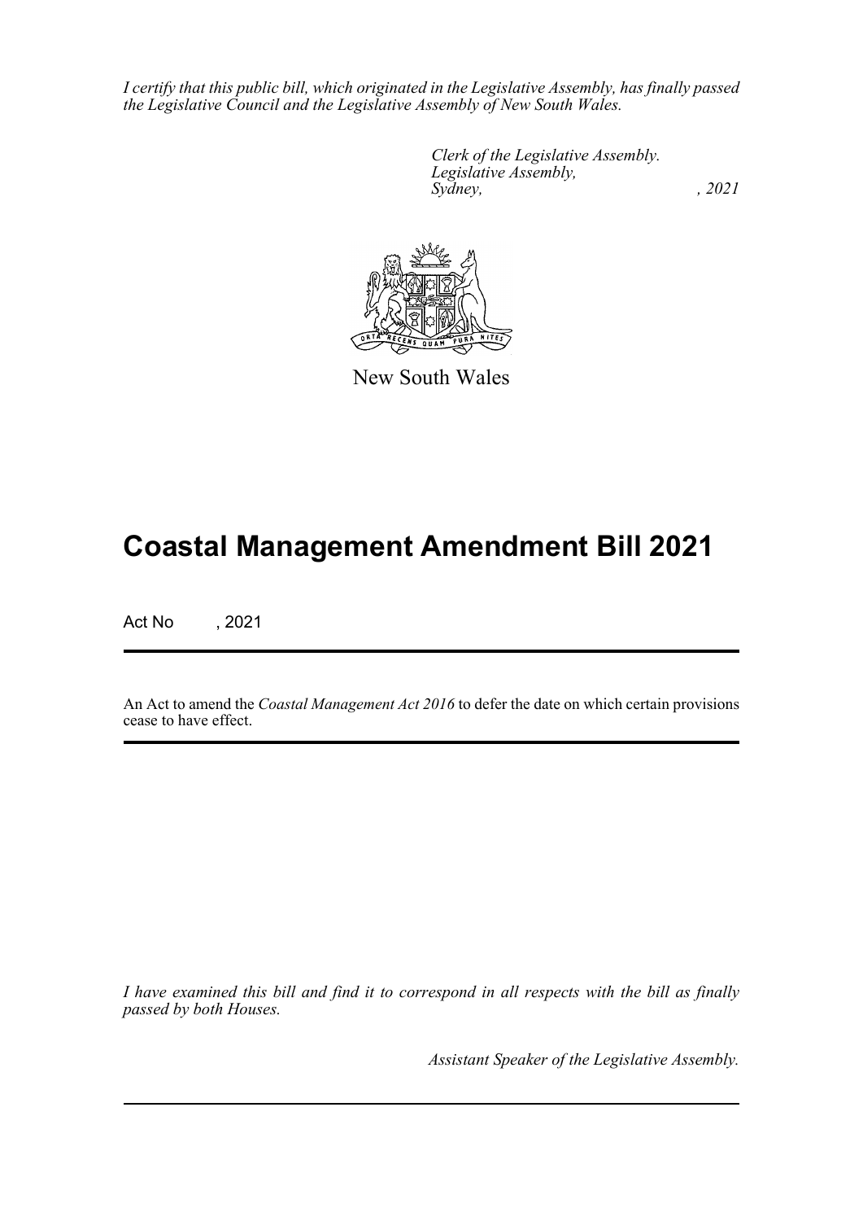*I certify that this public bill, which originated in the Legislative Assembly, has finally passed the Legislative Council and the Legislative Assembly of New South Wales.*

*Clerk of the Legislative Assembly.*
*Legislative Assembly,*
*Sydney, , 2021*

New South Wales

# Coastal Management Amendment Bill 2021

Act No , 2021

An Act to amend the *Coastal Management Act 2016* to defer the date on which certain provisions cease to have effect.

*I have examined this bill and find it to correspond in all respects with the bill as finally passed by both Houses.*

*Assistant Speaker of the Legislative Assembly.*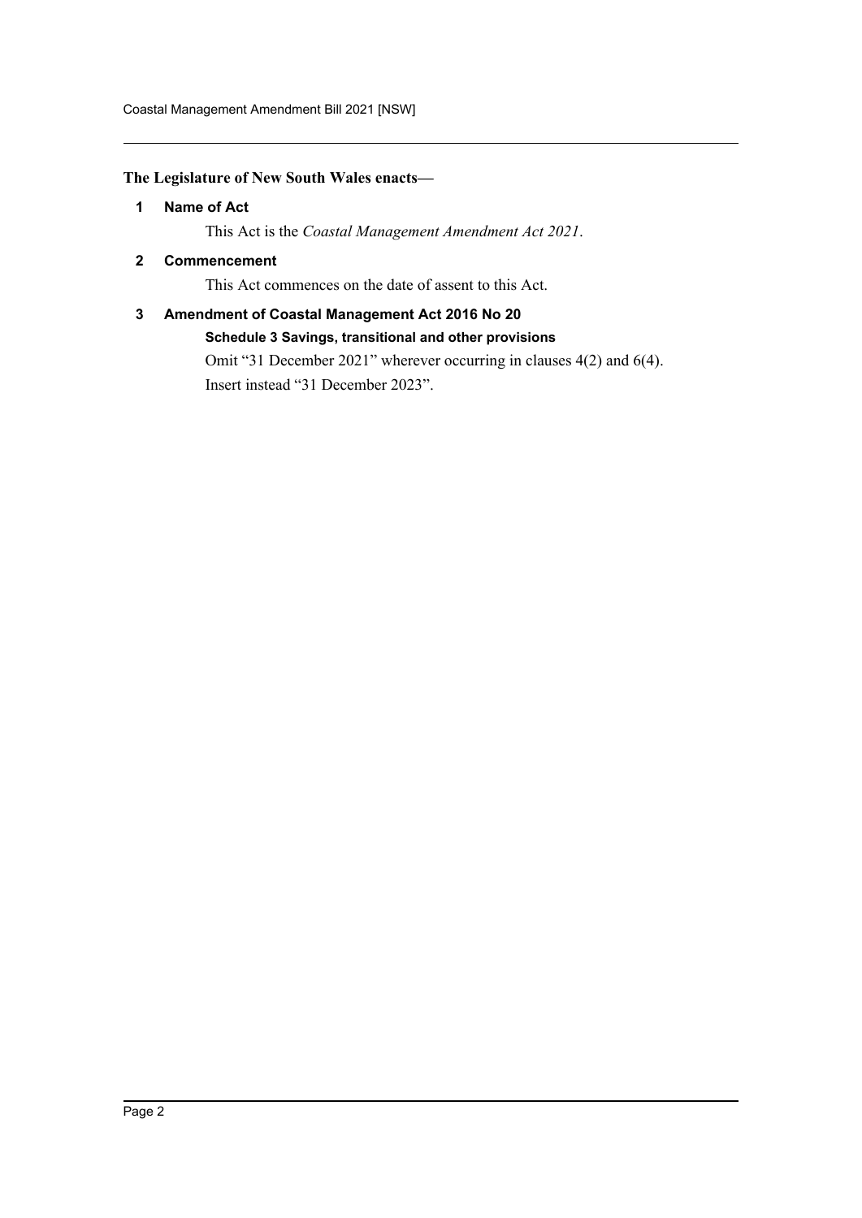**The Legislature of New South Wales enacts—**

## 1 Name of Act

This Act is the *Coastal Management Amendment Act 2021*.

## 2 Commencement

This Act commences on the date of assent to this Act.

## 3 Amendment of Coastal Management Act 2016 No 20

### Schedule 3 Savings, transitional and other provisions

Omit "31 December 2021" wherever occurring in clauses 4(2) and 6(4).

Insert instead "31 December 2023".